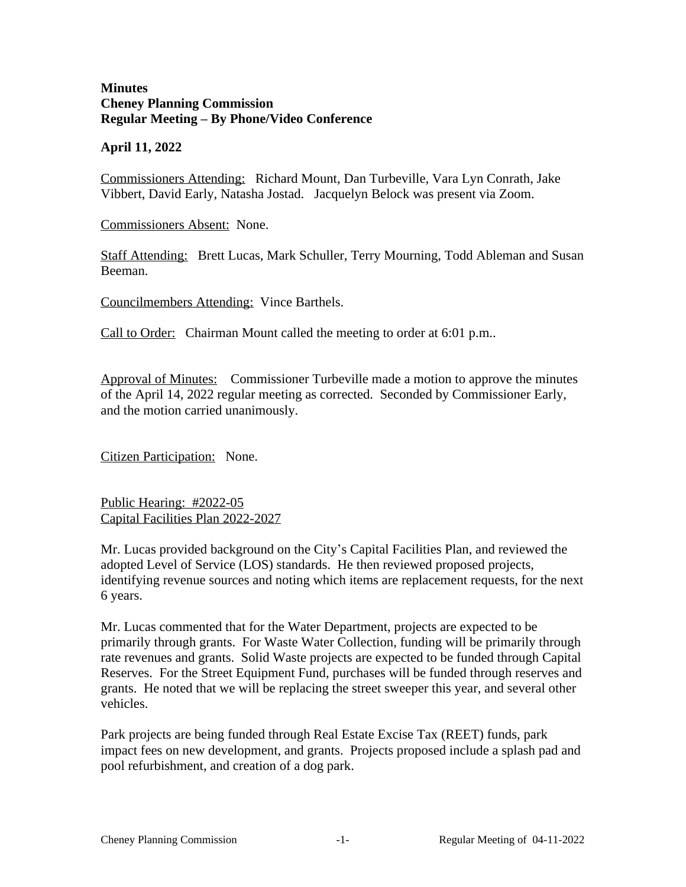**Minutes**
**Cheney Planning Commission**
**Regular Meeting – By Phone/Video Conference**

**April 11, 2022**

Commissioners Attending: Richard Mount, Dan Turbeville, Vara Lyn Conrath, Jake Vibbert, David Early, Natasha Jostad. Jacquelyn Belock was present via Zoom.

Commissioners Absent: None.

Staff Attending: Brett Lucas, Mark Schuller, Terry Mourning, Todd Ableman and Susan Beeman.

Councilmembers Attending: Vince Barthels.

Call to Order: Chairman Mount called the meeting to order at 6:01 p.m..

Approval of Minutes: Commissioner Turbeville made a motion to approve the minutes of the April 14, 2022 regular meeting as corrected. Seconded by Commissioner Early, and the motion carried unanimously.

Citizen Participation: None.

Public Hearing: #2022-05
Capital Facilities Plan 2022-2027

Mr. Lucas provided background on the City's Capital Facilities Plan, and reviewed the adopted Level of Service (LOS) standards. He then reviewed proposed projects, identifying revenue sources and noting which items are replacement requests, for the next 6 years.

Mr. Lucas commented that for the Water Department, projects are expected to be primarily through grants. For Waste Water Collection, funding will be primarily through rate revenues and grants. Solid Waste projects are expected to be funded through Capital Reserves. For the Street Equipment Fund, purchases will be funded through reserves and grants. He noted that we will be replacing the street sweeper this year, and several other vehicles.

Park projects are being funded through Real Estate Excise Tax (REET) funds, park impact fees on new development, and grants. Projects proposed include a splash pad and pool refurbishment, and creation of a dog park.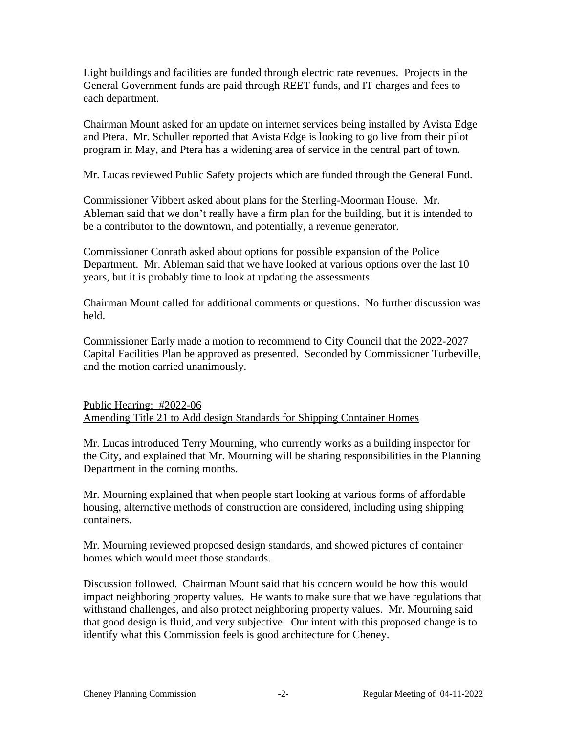Light buildings and facilities are funded through electric rate revenues. Projects in the General Government funds are paid through REET funds, and IT charges and fees to each department.

Chairman Mount asked for an update on internet services being installed by Avista Edge and Ptera. Mr. Schuller reported that Avista Edge is looking to go live from their pilot program in May, and Ptera has a widening area of service in the central part of town.

Mr. Lucas reviewed Public Safety projects which are funded through the General Fund.

Commissioner Vibbert asked about plans for the Sterling-Moorman House. Mr. Ableman said that we don't really have a firm plan for the building, but it is intended to be a contributor to the downtown, and potentially, a revenue generator.

Commissioner Conrath asked about options for possible expansion of the Police Department. Mr. Ableman said that we have looked at various options over the last 10 years, but it is probably time to look at updating the assessments.

Chairman Mount called for additional comments or questions. No further discussion was held.

Commissioner Early made a motion to recommend to City Council that the 2022-2027 Capital Facilities Plan be approved as presented. Seconded by Commissioner Turbeville, and the motion carried unanimously.

Public Hearing: #2022-06
Amending Title 21 to Add design Standards for Shipping Container Homes

Mr. Lucas introduced Terry Mourning, who currently works as a building inspector for the City, and explained that Mr. Mourning will be sharing responsibilities in the Planning Department in the coming months.

Mr. Mourning explained that when people start looking at various forms of affordable housing, alternative methods of construction are considered, including using shipping containers.

Mr. Mourning reviewed proposed design standards, and showed pictures of container homes which would meet those standards.

Discussion followed. Chairman Mount said that his concern would be how this would impact neighboring property values. He wants to make sure that we have regulations that withstand challenges, and also protect neighboring property values. Mr. Mourning said that good design is fluid, and very subjective. Our intent with this proposed change is to identify what this Commission feels is good architecture for Cheney.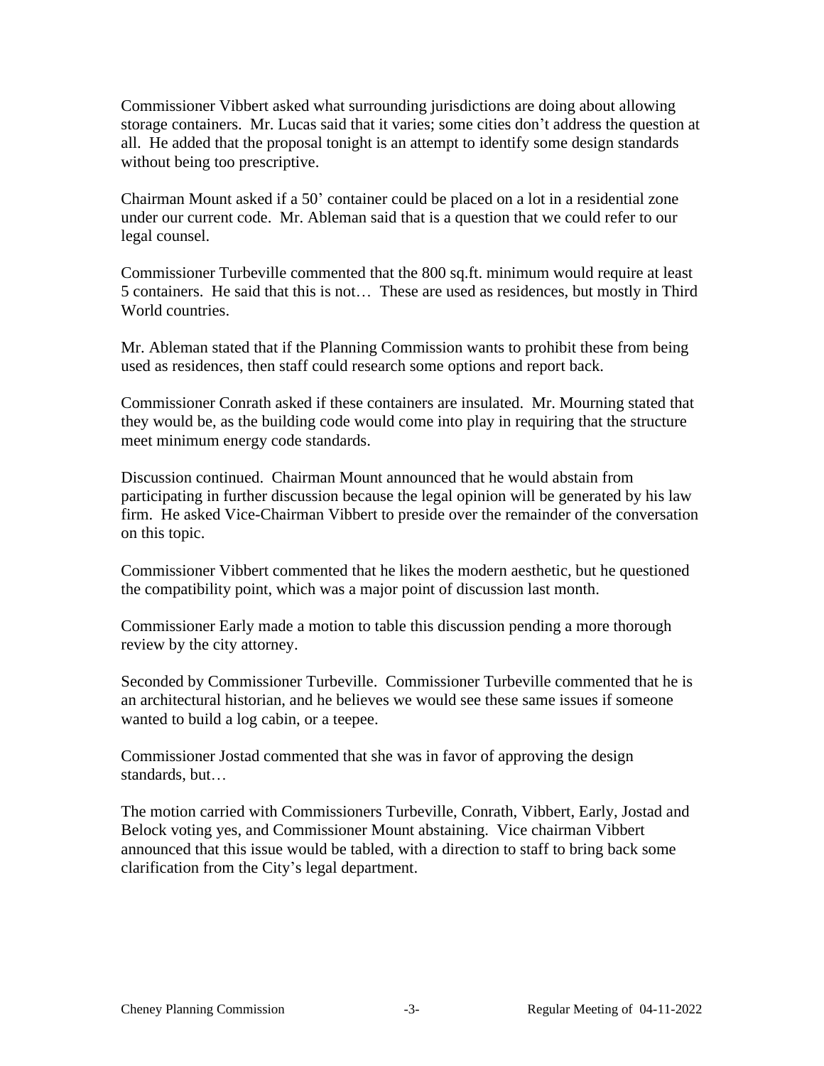Commissioner Vibbert asked what surrounding jurisdictions are doing about allowing storage containers. Mr. Lucas said that it varies; some cities don't address the question at all. He added that the proposal tonight is an attempt to identify some design standards without being too prescriptive.

Chairman Mount asked if a 50' container could be placed on a lot in a residential zone under our current code. Mr. Ableman said that is a question that we could refer to our legal counsel.

Commissioner Turbeville commented that the 800 sq.ft. minimum would require at least 5 containers. He said that this is not… These are used as residences, but mostly in Third World countries.

Mr. Ableman stated that if the Planning Commission wants to prohibit these from being used as residences, then staff could research some options and report back.

Commissioner Conrath asked if these containers are insulated. Mr. Mourning stated that they would be, as the building code would come into play in requiring that the structure meet minimum energy code standards.

Discussion continued. Chairman Mount announced that he would abstain from participating in further discussion because the legal opinion will be generated by his law firm. He asked Vice-Chairman Vibbert to preside over the remainder of the conversation on this topic.

Commissioner Vibbert commented that he likes the modern aesthetic, but he questioned the compatibility point, which was a major point of discussion last month.

Commissioner Early made a motion to table this discussion pending a more thorough review by the city attorney.

Seconded by Commissioner Turbeville. Commissioner Turbeville commented that he is an architectural historian, and he believes we would see these same issues if someone wanted to build a log cabin, or a teepee.

Commissioner Jostad commented that she was in favor of approving the design standards, but…

The motion carried with Commissioners Turbeville, Conrath, Vibbert, Early, Jostad and Belock voting yes, and Commissioner Mount abstaining. Vice chairman Vibbert announced that this issue would be tabled, with a direction to staff to bring back some clarification from the City's legal department.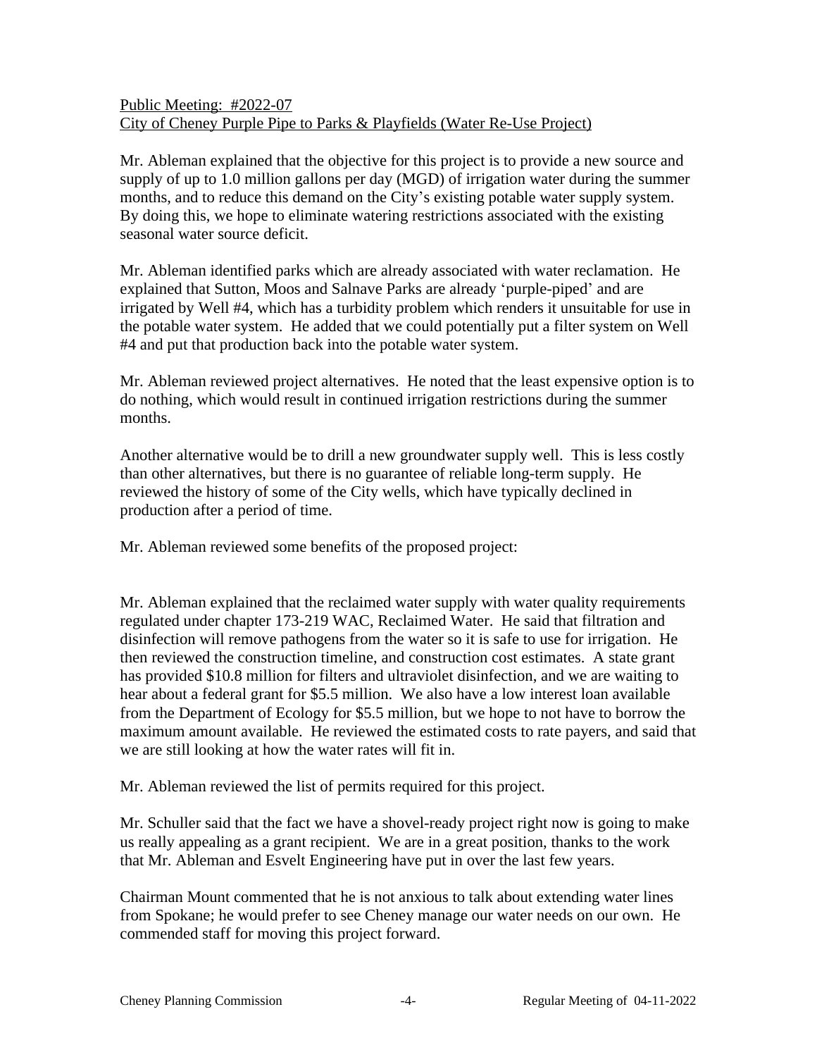Public Meeting: #2022-07
City of Cheney Purple Pipe to Parks & Playfields (Water Re-Use Project)

Mr. Ableman explained that the objective for this project is to provide a new source and supply of up to 1.0 million gallons per day (MGD) of irrigation water during the summer months, and to reduce this demand on the City's existing potable water supply system. By doing this, we hope to eliminate watering restrictions associated with the existing seasonal water source deficit.

Mr. Ableman identified parks which are already associated with water reclamation. He explained that Sutton, Moos and Salnave Parks are already 'purple-piped' and are irrigated by Well #4, which has a turbidity problem which renders it unsuitable for use in the potable water system. He added that we could potentially put a filter system on Well #4 and put that production back into the potable water system.

Mr. Ableman reviewed project alternatives. He noted that the least expensive option is to do nothing, which would result in continued irrigation restrictions during the summer months.

Another alternative would be to drill a new groundwater supply well. This is less costly than other alternatives, but there is no guarantee of reliable long-term supply. He reviewed the history of some of the City wells, which have typically declined in production after a period of time.

Mr. Ableman reviewed some benefits of the proposed project:

Mr. Ableman explained that the reclaimed water supply with water quality requirements regulated under chapter 173-219 WAC, Reclaimed Water. He said that filtration and disinfection will remove pathogens from the water so it is safe to use for irrigation. He then reviewed the construction timeline, and construction cost estimates. A state grant has provided $10.8 million for filters and ultraviolet disinfection, and we are waiting to hear about a federal grant for $5.5 million. We also have a low interest loan available from the Department of Ecology for $5.5 million, but we hope to not have to borrow the maximum amount available. He reviewed the estimated costs to rate payers, and said that we are still looking at how the water rates will fit in.

Mr. Ableman reviewed the list of permits required for this project.

Mr. Schuller said that the fact we have a shovel-ready project right now is going to make us really appealing as a grant recipient. We are in a great position, thanks to the work that Mr. Ableman and Esvelt Engineering have put in over the last few years.

Chairman Mount commented that he is not anxious to talk about extending water lines from Spokane; he would prefer to see Cheney manage our water needs on our own. He commended staff for moving this project forward.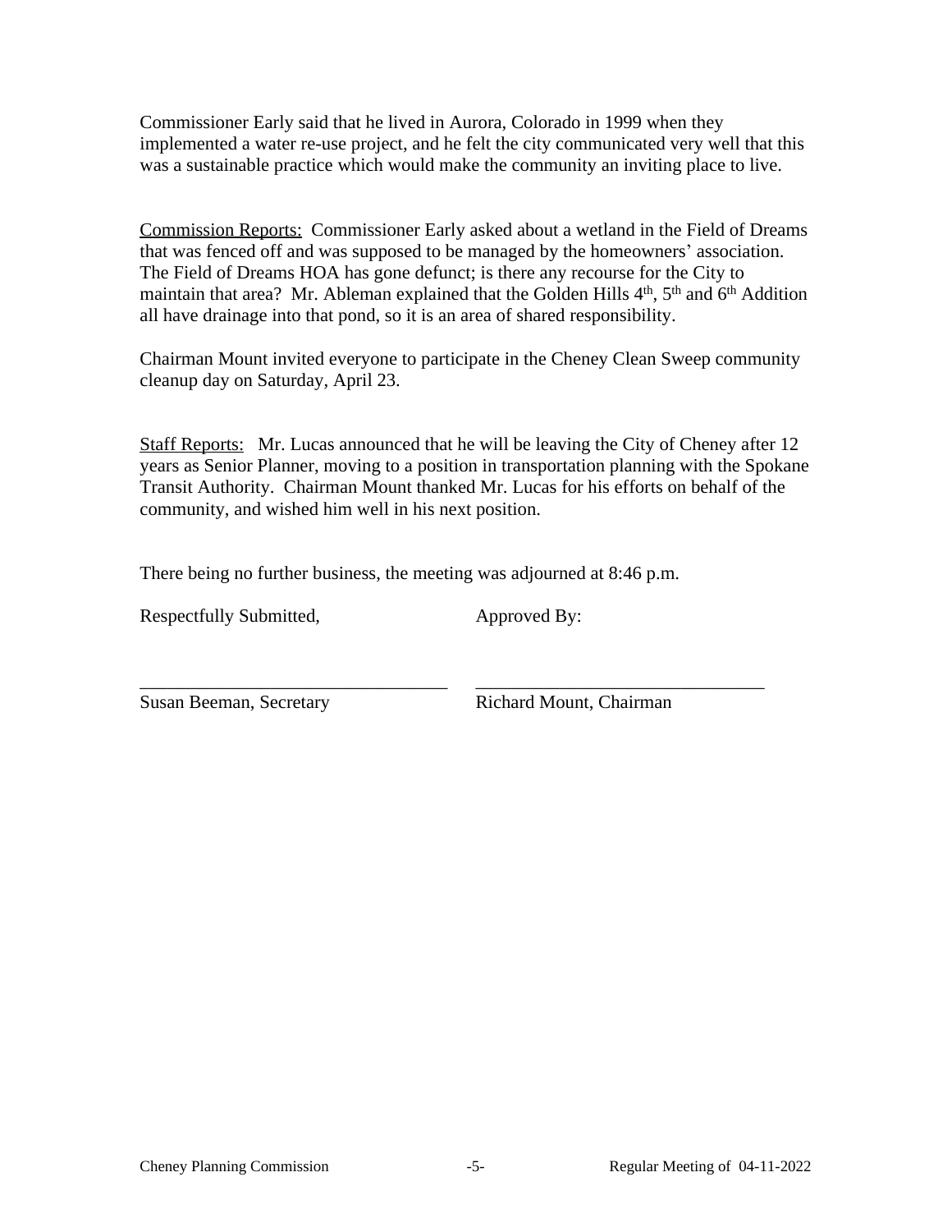Commissioner Early said that he lived in Aurora, Colorado in 1999 when they implemented a water re-use project, and he felt the city communicated very well that this was a sustainable practice which would make the community an inviting place to live.

Commission Reports: Commissioner Early asked about a wetland in the Field of Dreams that was fenced off and was supposed to be managed by the homeowners' association. The Field of Dreams HOA has gone defunct; is there any recourse for the City to maintain that area? Mr. Ableman explained that the Golden Hills 4th, 5th and 6th Addition all have drainage into that pond, so it is an area of shared responsibility.

Chairman Mount invited everyone to participate in the Cheney Clean Sweep community cleanup day on Saturday, April 23.

Staff Reports: Mr. Lucas announced that he will be leaving the City of Cheney after 12 years as Senior Planner, moving to a position in transportation planning with the Spokane Transit Authority. Chairman Mount thanked Mr. Lucas for his efforts on behalf of the community, and wished him well in his next position.

There being no further business, the meeting was adjourned at 8:46 p.m.

| | |
|---|---|
| Respectfully Submitted, | Approved By: |
| _______________________________ | _______________________________ |
| Susan Beeman, Secretary | Richard Mount, Chairman |